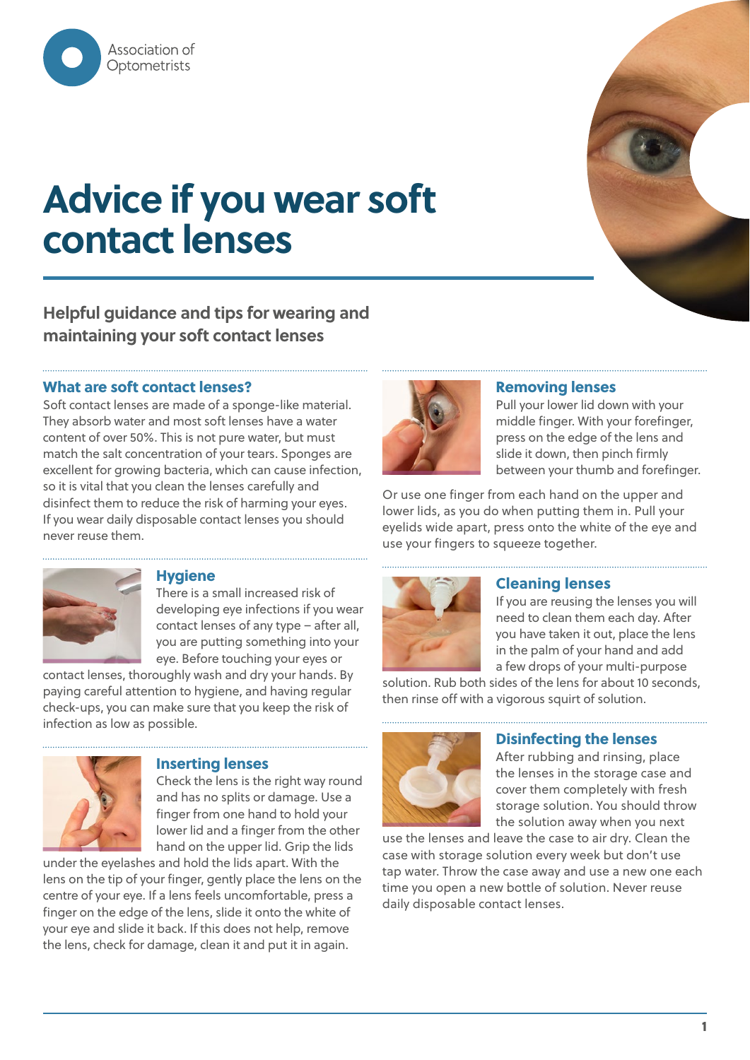Association of Optometrists

# Advice if you wear soft contact lenses

**Helpful guidance and tips for wearing and maintaining your soft contact lenses**

## What are soft contact lenses?

Soft contact lenses are made of a sponge-like material. They absorb water and most soft lenses have a water content of over 50%. This is not pure water, but must match the salt concentration of your tears. Sponges are excellent for growing bacteria, which can cause infection, so it is vital that you clean the lenses carefully and disinfect them to reduce the risk of harming your eyes. If you wear daily disposable contact lenses you should never reuse them.

## Hygiene

There is a small increased risk of developing eye infections if you wear contact lenses of any type – after all, you are putting something into your eye. Before touching your eyes or contact lenses, thoroughly wash and dry your hands. By paying careful attention to hygiene, and having regular check-ups, you can make sure that you keep the risk of infection as low as possible.

## Inserting lenses

Check the lens is the right way round and has no splits or damage. Use a finger from one hand to hold your lower lid and a finger from the other hand on the upper lid. Grip the lids under the eyelashes and hold the lids apart. With the lens on the tip of your finger, gently place the lens on the centre of your eye. If a lens feels uncomfortable, press a finger on the edge of the lens, slide it onto the white of your eye and slide it back. If this does not help, remove the lens, check for damage, clean it and put it in again.

## Removing lenses

Pull your lower lid down with your middle finger. With your forefinger, press on the edge of the lens and slide it down, then pinch firmly between your thumb and forefinger.

Or use one finger from each hand on the upper and lower lids, as you do when putting them in. Pull your eyelids wide apart, press onto the white of the eye and use your fingers to squeeze together.

## Cleaning lenses

If you are reusing the lenses you will need to clean them each day. After you have taken it out, place the lens in the palm of your hand and add a few drops of your multi-purpose solution. Rub both sides of the lens for about 10 seconds, then rinse off with a vigorous squirt of solution.

## Disinfecting the lenses

After rubbing and rinsing, place the lenses in the storage case and cover them completely with fresh storage solution. You should throw the solution away when you next use the lenses and leave the case to air dry. Clean the case with storage solution every week but don't use tap water. Throw the case away and use a new one each time you open a new bottle of solution. Never reuse daily disposable contact lenses.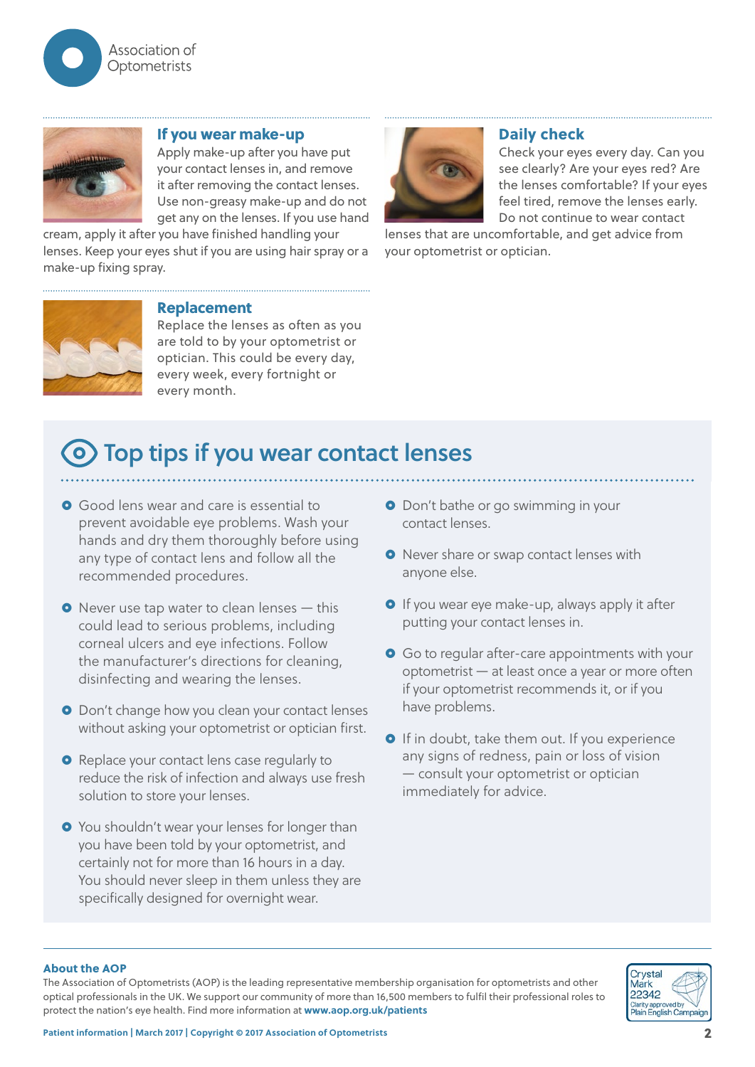Association of Optometrists

## If you wear make-up

Apply make-up after you have put your contact lenses in, and remove it after removing the contact lenses. Use non-greasy make-up and do not get any on the lenses. If you use hand cream, apply it after you have finished handling your lenses. Keep your eyes shut if you are using hair spray or a make-up fixing spray.

## Replacement

Replace the lenses as often as you are told to by your optometrist or optician. This could be every day, every week, every fortnight or every month.

## Daily check

Check your eyes every day. Can you see clearly? Are your eyes red? Are the lenses comfortable? If your eyes feel tired, remove the lenses early. Do not continue to wear contact lenses that are uncomfortable, and get advice from your optometrist or optician.

# Top tips if you wear contact lenses

- Good lens wear and care is essential to prevent avoidable eye problems. Wash your hands and dry them thoroughly before using any type of contact lens and follow all the recommended procedures.
- Never use tap water to clean lenses — this could lead to serious problems, including corneal ulcers and eye infections. Follow the manufacturer's directions for cleaning, disinfecting and wearing the lenses.
- Don't change how you clean your contact lenses without asking your optometrist or optician first.
- Replace your contact lens case regularly to reduce the risk of infection and always use fresh solution to store your lenses.
- You shouldn't wear your lenses for longer than you have been told by your optometrist, and certainly not for more than 16 hours in a day. You should never sleep in them unless they are specifically designed for overnight wear.
- Don't bathe or go swimming in your contact lenses.
- Never share or swap contact lenses with anyone else.
- If you wear eye make-up, always apply it after putting your contact lenses in.
- Go to regular after-care appointments with your optometrist — at least once a year or more often if your optometrist recommends it, or if you have problems.
- If in doubt, take them out. If you experience any signs of redness, pain or loss of vision — consult your optometrist or optician immediately for advice.

**About the AOP**

The Association of Optometrists (AOP) is the leading representative membership organisation for optometrists and other optical professionals in the UK. We support our community of more than 16,500 members to fulfil their professional roles to protect the nation's eye health. Find more information at **www.aop.org.uk/patients**

Crystal Mark 22342 Clarity approved by Plain English Campaign

**Patient information | March 2017 | Copyright © 2017 Association of Optometrists**